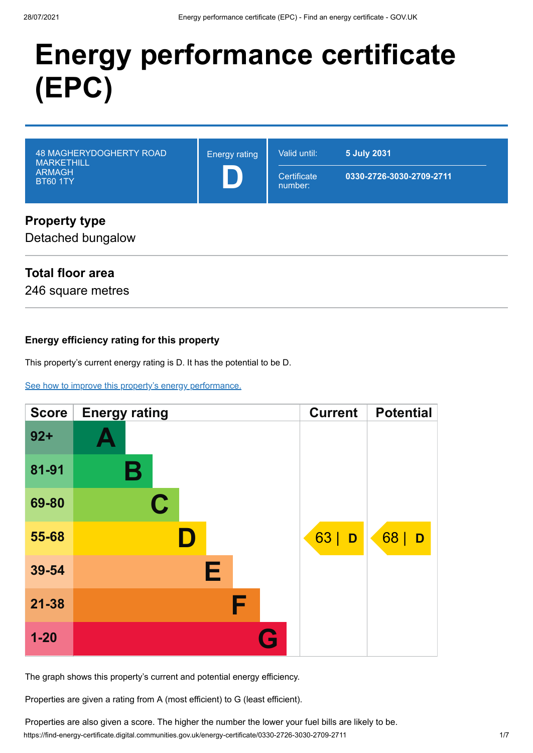# Energy performance certificate (EPC)

| 48 MAGHERYDOGHERTY ROAD<br>MARKETHILL<br>ARMAGH<br>BT60 1TY | Energy rating<br>**D** | Valid until: **5 July 2031**<br>Certificate number: **0330-2726-3030-2709-2711** |
|---|---|---|

## Property type

Detached bungalow

## Total floor area

246 square metres

### Energy efficiency rating for this property

This property's current energy rating is D. It has the potential to be D.

[See how to improve this property's energy performance.]

| Score | Energy rating | Current | Potential |
|---|---|---|---|
| 92+ | A | | |
| 81-91 | B | | |
| 69-80 | C | | |
| 55-68 | D | 63 \| D | 68 \| D |
| 39-54 | E | | |
| 21-38 | F | | |
| 1-20 | G | | |

The graph shows this property's current and potential energy efficiency.

Properties are given a rating from A (most efficient) to G (least efficient).

Properties are also given a score. The higher the number the lower your fuel bills are likely to be.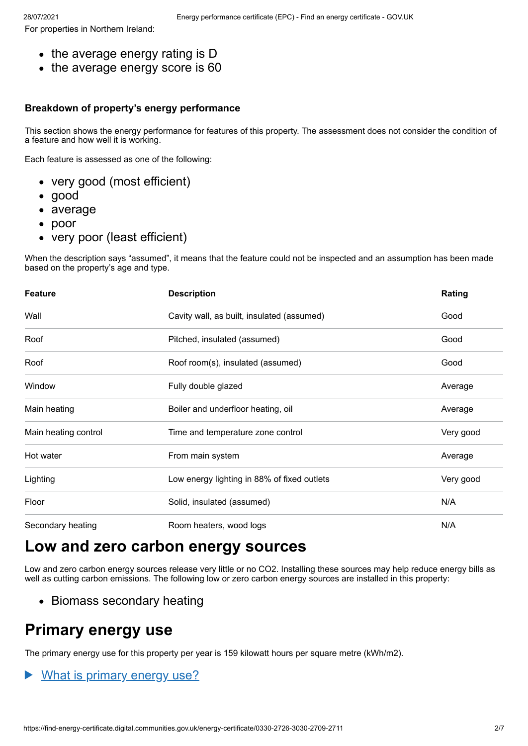For properties in Northern Ireland:

- the average energy rating is D
- the average energy score is 60

### Breakdown of property's energy performance

This section shows the energy performance for features of this property. The assessment does not consider the condition of a feature and how well it is working.

Each feature is assessed as one of the following:

- very good (most efficient)
- good
- average
- poor
- very poor (least efficient)

When the description says "assumed", it means that the feature could not be inspected and an assumption has been made based on the property's age and type.

| Feature | Description | Rating |
|---|---|---|
| Wall | Cavity wall, as built, insulated (assumed) | Good |
| Roof | Pitched, insulated (assumed) | Good |
| Roof | Roof room(s), insulated (assumed) | Good |
| Window | Fully double glazed | Average |
| Main heating | Boiler and underfloor heating, oil | Average |
| Main heating control | Time and temperature zone control | Very good |
| Hot water | From main system | Average |
| Lighting | Low energy lighting in 88% of fixed outlets | Very good |
| Floor | Solid, insulated (assumed) | N/A |
| Secondary heating | Room heaters, wood logs | N/A |

## Low and zero carbon energy sources

Low and zero carbon energy sources release very little or no CO2. Installing these sources may help reduce energy bills as well as cutting carbon emissions. The following low or zero carbon energy sources are installed in this property:

- Biomass secondary heating

## Primary energy use

The primary energy use for this property per year is 159 kilowatt hours per square metre (kWh/m2).

▶ What is primary energy use?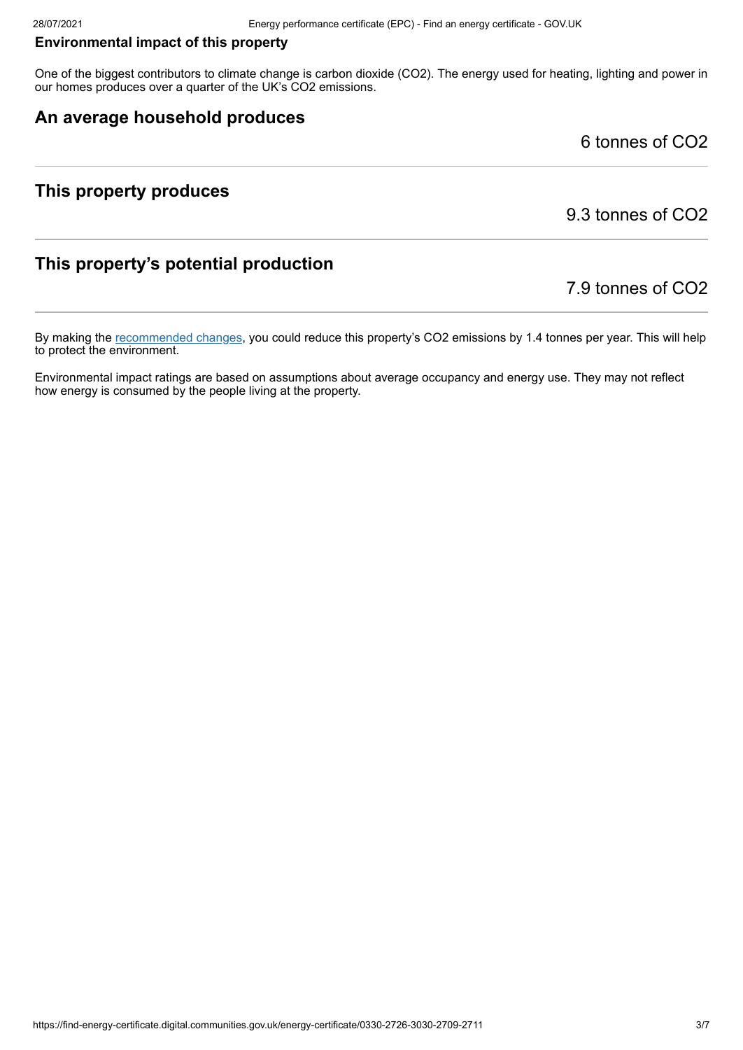**Environmental impact of this property**

One of the biggest contributors to climate change is carbon dioxide ($CO_2$). The energy used for heating, lighting and power in our homes produces over a quarter of the UK's $CO_2$ emissions.

## An average household produces

6 tonnes of $CO_2$

## This property produces

9.3 tonnes of $CO_2$

## This property's potential production

7.9 tonnes of $CO_2$

By making the recommended changes, you could reduce this property's $CO_2$ emissions by 1.4 tonnes per year. This will help to protect the environment.

Environmental impact ratings are based on assumptions about average occupancy and energy use. They may not reflect how energy is consumed by the people living at the property.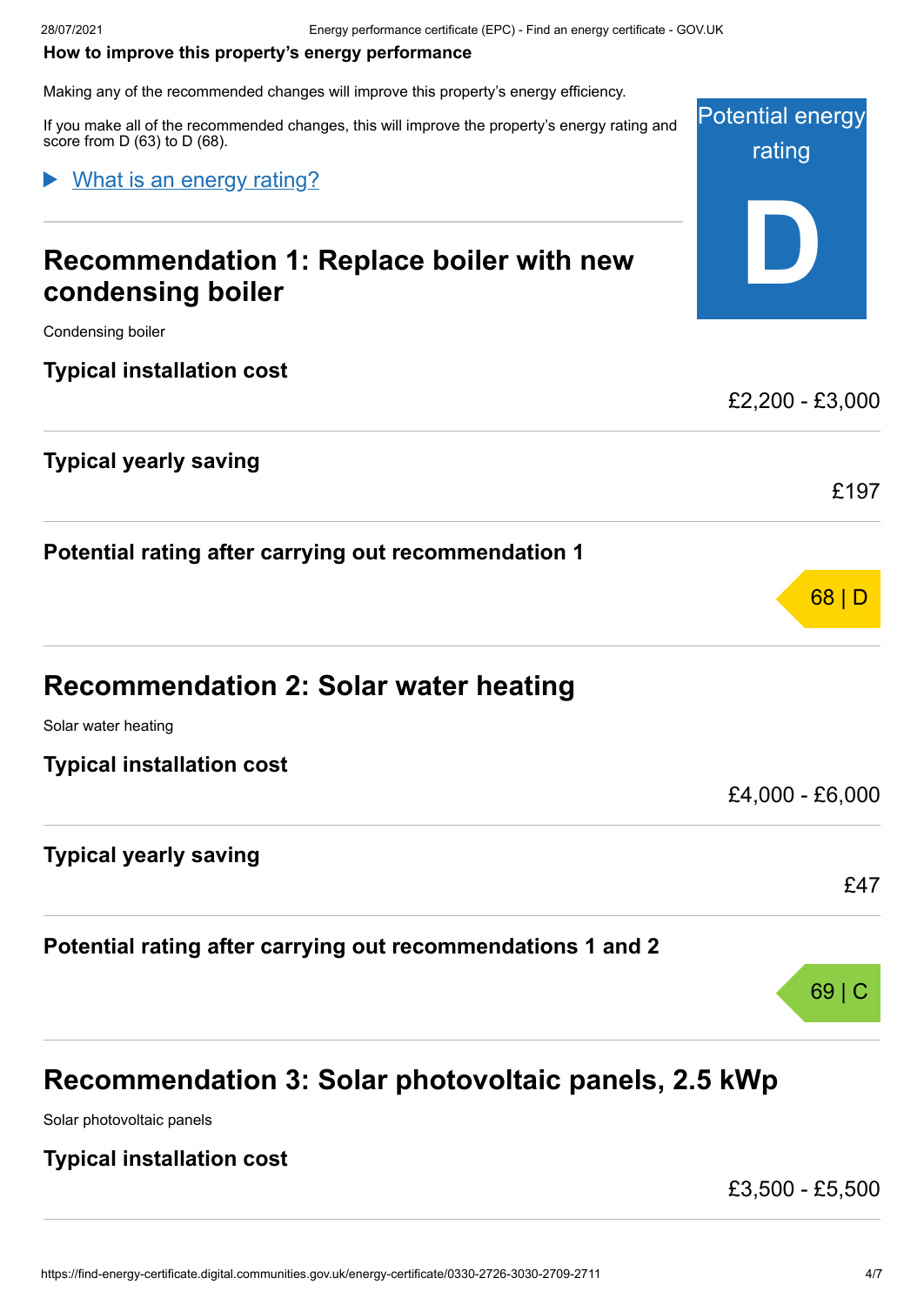**How to improve this property's energy performance**

Making any of the recommended changes will improve this property's energy efficiency.

If you make all of the recommended changes, this will improve the property's energy rating and score from D (63) to D (68).

Potential energy rating

D

▶ What is an energy rating?

## Recommendation 1: Replace boiler with new condensing boiler

Condensing boiler

**Typical installation cost**

£2,200 - £3,000

**Typical yearly saving**

£197

**Potential rating after carrying out recommendation 1**

68 | D

## Recommendation 2: Solar water heating

Solar water heating

**Typical installation cost**

£4,000 - £6,000

**Typical yearly saving**

£47

**Potential rating after carrying out recommendations 1 and 2**

69 | C

## Recommendation 3: Solar photovoltaic panels, 2.5 kWp

Solar photovoltaic panels

**Typical installation cost**

£3,500 - £5,500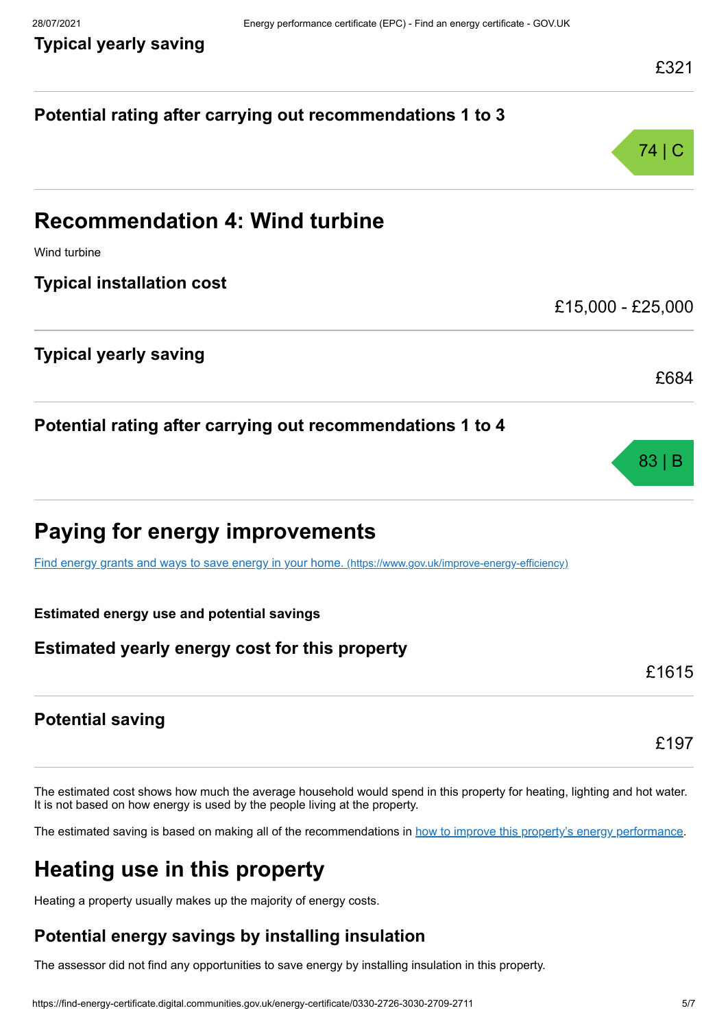**Typical yearly saving**

£321

**Potential rating after carrying out recommendations 1 to 3**

74 | C

## Recommendation 4: Wind turbine

Wind turbine

**Typical installation cost**

£15,000 - £25,000

**Typical yearly saving**

£684

**Potential rating after carrying out recommendations 1 to 4**

83 | B

## Paying for energy improvements

[Find energy grants and ways to save energy in your home. (https://www.gov.uk/improve-energy-efficiency)](https://www.gov.uk/improve-energy-efficiency)

**Estimated energy use and potential savings**

**Estimated yearly energy cost for this property**

£1615

**Potential saving**

£197

The estimated cost shows how much the average household would spend in this property for heating, lighting and hot water. It is not based on how energy is used by the people living at the property.

The estimated saving is based on making all of the recommendations in how to improve this property's energy performance.

## Heating use in this property

Heating a property usually makes up the majority of energy costs.

### Potential energy savings by installing insulation

The assessor did not find any opportunities to save energy by installing insulation in this property.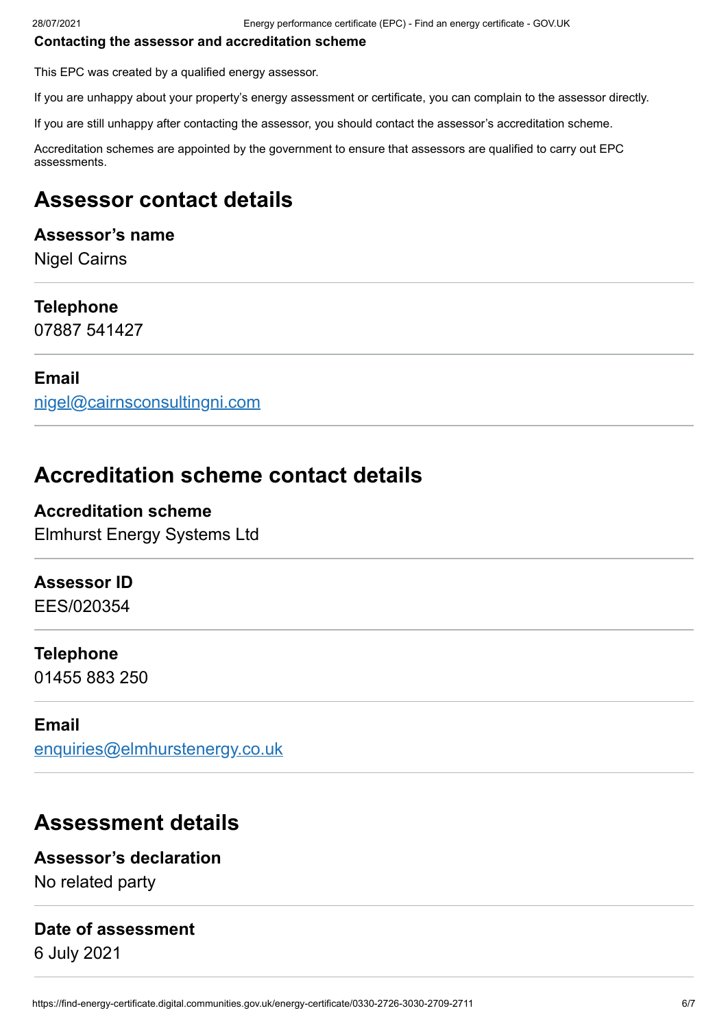**Contacting the assessor and accreditation scheme**

This EPC was created by a qualified energy assessor.

If you are unhappy about your property's energy assessment or certificate, you can complain to the assessor directly.

If you are still unhappy after contacting the assessor, you should contact the assessor's accreditation scheme.

Accreditation schemes are appointed by the government to ensure that assessors are qualified to carry out EPC assessments.

## Assessor contact details

### Assessor's name

Nigel Cairns

### Telephone

07887 541427

### Email

nigel@cairnsconsultingni.com

## Accreditation scheme contact details

### Accreditation scheme

Elmhurst Energy Systems Ltd

### Assessor ID

EES/020354

### Telephone

01455 883 250

### Email

enquiries@elmhurstenergy.co.uk

## Assessment details

### Assessor's declaration

No related party

### Date of assessment

6 July 2021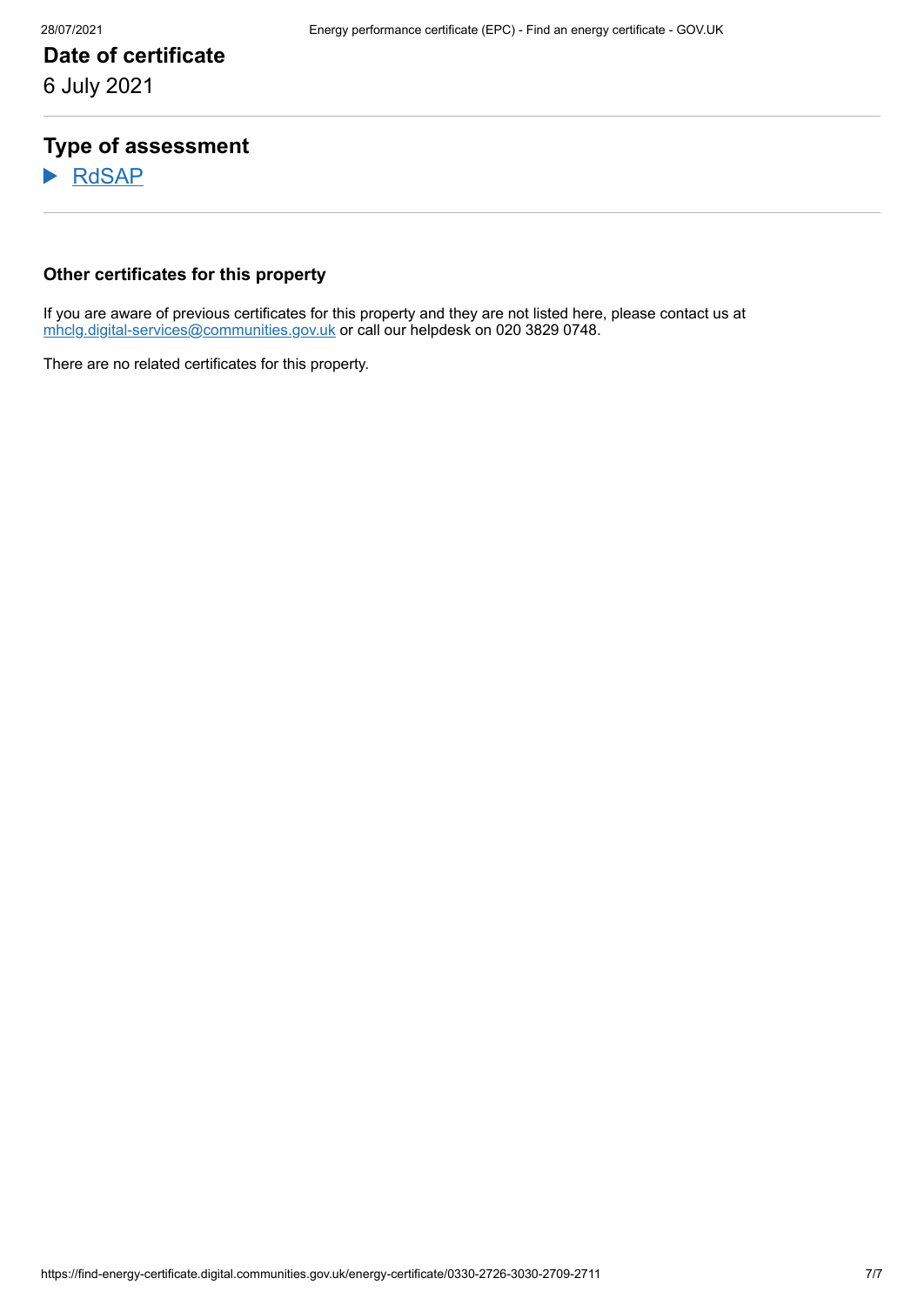## Date of certificate

6 July 2021

## Type of assessment

▶ RdSAP

### Other certificates for this property

If you are aware of previous certificates for this property and they are not listed here, please contact us at mhclg.digital-services@communities.gov.uk or call our helpdesk on 020 3829 0748.

There are no related certificates for this property.